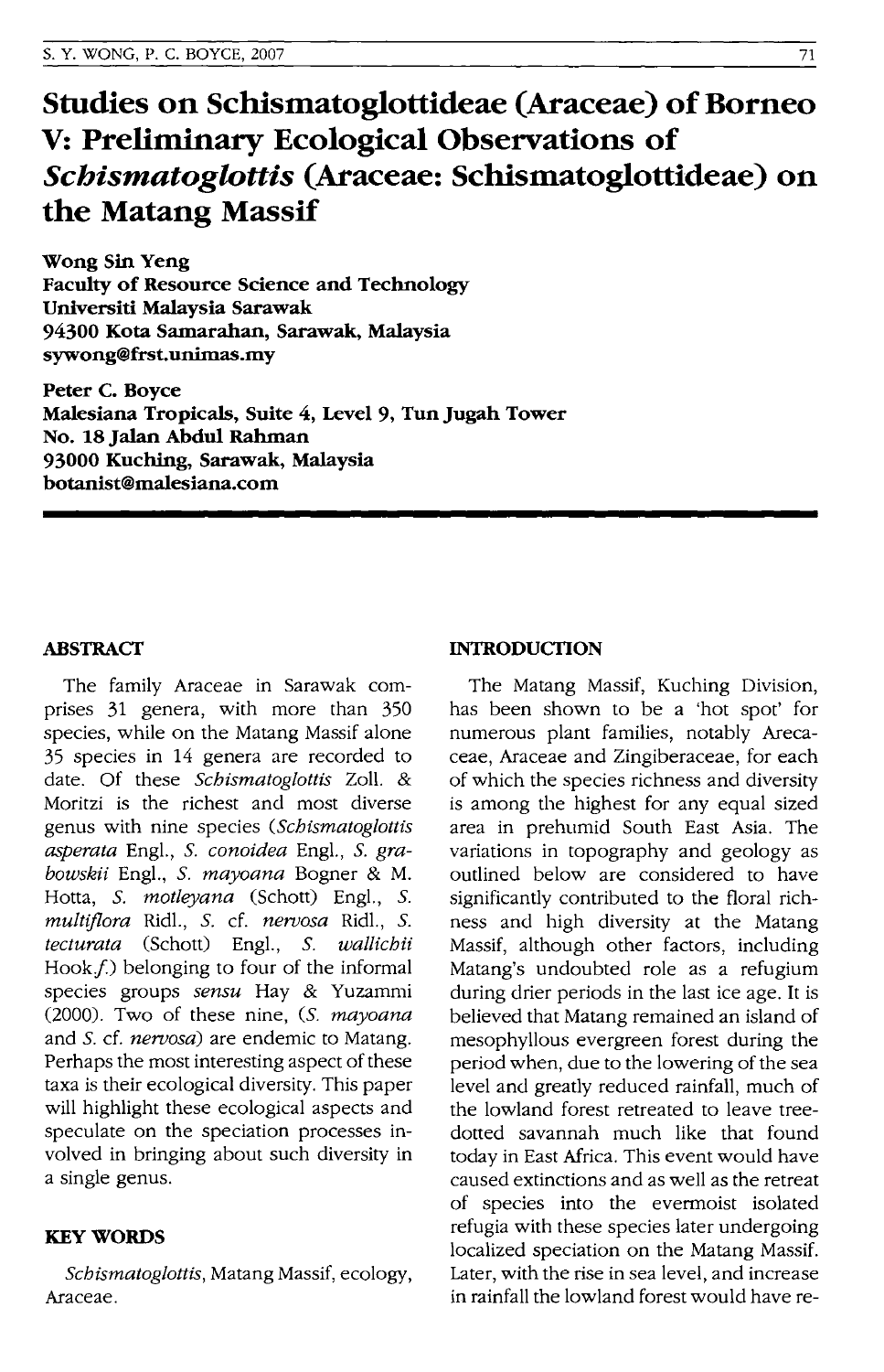# Studies on Schismatoglottideae (Araceae) of Borneo V: Preliminary Ecological Observations of *Schismatoglottis* (Araceae: Schismatoglottideae) on the Matang Massif

**Wong Sin Yeng**
**Faculty of Resource Science and Technology**
**Universiti Malaysia Sarawak**
**94300 Kota Samarahan, Sarawak, Malaysia**
**sywong@frst.unimas.my**

**Peter C. Boyce**
**Malesiana Tropicals, Suite 4, Level 9, Tun Jugah Tower**
**No. 18 Jalan Abdul Rahman**
**93000 Kuching, Sarawak, Malaysia**
**botanist@malesiana.com**

## ABSTRACT

The family Araceae in Sarawak comprises 31 genera, with more than 350 species, while on the Matang Massif alone 35 species in 14 genera are recorded to date. Of these *Schismatoglottis* Zoll. & Moritzi is the richest and most diverse genus with nine species (*Schismatoglottis asperata* Engl., *S. conoidea* Engl., *S. grabowskii* Engl., *S. mayoana* Bogner & M. Hotta, *S. motleyana* (Schott) Engl., *S. multiflora* Ridl., *S.* cf. *nervosa* Ridl., *S. tecturata* (Schott) Engl., *S. wallichii* Hook.*f.*) belonging to four of the informal species groups *sensu* Hay & Yuzammi (2000). Two of these nine, (*S. mayoana* and *S.* cf. *nervosa*) are endemic to Matang. Perhaps the most interesting aspect of these taxa is their ecological diversity. This paper will highlight these ecological aspects and speculate on the speciation processes involved in bringing about such diversity in a single genus.

## KEY WORDS

*Schismatoglottis*, Matang Massif, ecology, Araceae.

## INTRODUCTION

The Matang Massif, Kuching Division, has been shown to be a 'hot spot' for numerous plant families, notably Arecaceae, Araceae and Zingiberaceae, for each of which the species richness and diversity is among the highest for any equal sized area in prehumid South East Asia. The variations in topography and geology as outlined below are considered to have significantly contributed to the floral richness and high diversity at the Matang Massif, although other factors, including Matang's undoubted role as a refugium during drier periods in the last ice age. It is believed that Matang remained an island of mesophyllous evergreen forest during the period when, due to the lowering of the sea level and greatly reduced rainfall, much of the lowland forest retreated to leave tree-dotted savannah much like that found today in East Africa. This event would have caused extinctions and as well as the retreat of species into the evermoist isolated refugia with these species later undergoing localized speciation on the Matang Massif. Later, with the rise in sea level, and increase in rainfall the lowland forest would have re-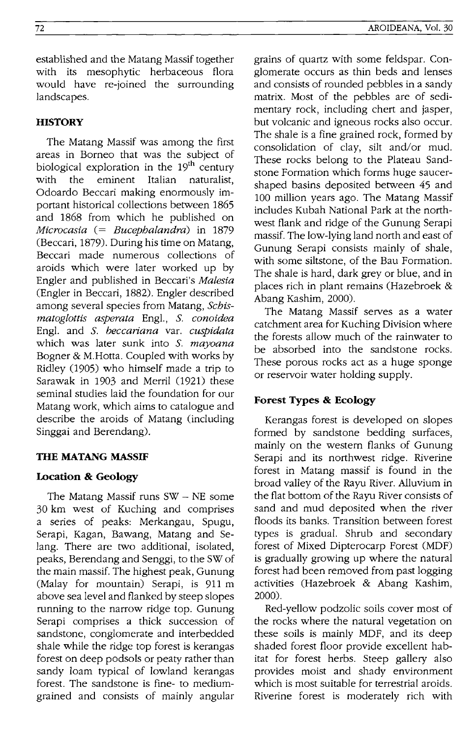established and the Matang Massif together with its mesophytic herbaceous flora would have re-joined the surrounding landscapes.

## HISTORY

The Matang Massif was among the first areas in Borneo that was the subject of biological exploration in the 19th century with the eminent Italian naturalist, Odoardo Beccari making enormously important historical collections between 1865 and 1868 from which he published on *Microcasia* (= *Bucephalandra*) in 1879 (Beccari, 1879). During his time on Matang, Beccari made numerous collections of aroids which were later worked up by Engler and published in Beccari's *Malesia* (Engler in Beccari, 1882). Engler described among several species from Matang, *Schismatoglottis asperata* Engl., *S. conoidea* Engl. and *S. beccariana* var. *cuspidata* which was later sunk into *S. mayoana* Bogner & M.Hotta. Coupled with works by Ridley (1905) who himself made a trip to Sarawak in 1903 and Merril (1921) these seminal studies laid the foundation for our Matang work, which aims to catalogue and describe the aroids of Matang (including Singgai and Berendang).

## THE MATANG MASSIF

### Location & Geology

The Matang Massif runs SW – NE some 30 km west of Kuching and comprises a series of peaks: Merkangau, Spugu, Serapi, Kagan, Bawang, Matang and Selang. There are two additional, isolated, peaks, Berendang and Senggi, to the SW of the main massif. The highest peak, Gunung (Malay for mountain) Serapi, is 911 m above sea level and flanked by steep slopes running to the narrow ridge top. Gunung Serapi comprises a thick succession of sandstone, conglomerate and interbedded shale while the ridge top forest is kerangas forest on deep podsols or peaty rather than sandy loam typical of lowland kerangas forest. The sandstone is fine- to medium-grained and consists of mainly angular grains of quartz with some feldspar. Conglomerate occurs as thin beds and lenses and consists of rounded pebbles in a sandy matrix. Most of the pebbles are of sedimentary rock, including chert and jasper, but volcanic and igneous rocks also occur. The shale is a fine grained rock, formed by consolidation of clay, silt and/or mud. These rocks belong to the Plateau Sandstone Formation which forms huge saucer-shaped basins deposited between 45 and 100 million years ago. The Matang Massif includes Kubah National Park at the northwest flank and ridge of the Gunung Serapi massif. The low-lying land north and east of Gunung Serapi consists mainly of shale, with some siltstone, of the Bau Formation. The shale is hard, dark grey or blue, and in places rich in plant remains (Hazebroek & Abang Kashim, 2000).

The Matang Massif serves as a water catchment area for Kuching Division where the forests allow much of the rainwater to be absorbed into the sandstone rocks. These porous rocks act as a huge sponge or reservoir water holding supply.

### Forest Types & Ecology

Kerangas forest is developed on slopes formed by sandstone bedding surfaces, mainly on the western flanks of Gunung Serapi and its northwest ridge. Riverine forest in Matang massif is found in the broad valley of the Rayu River. Alluvium in the flat bottom of the Rayu River consists of sand and mud deposited when the river floods its banks. Transition between forest types is gradual. Shrub and secondary forest of Mixed Dipterocarp Forest (MDF) is gradually growing up where the natural forest had been removed from past logging activities (Hazebroek & Abang Kashim, 2000).

Red-yellow podzolic soils cover most of the rocks where the natural vegetation on these soils is mainly MDF, and its deep shaded forest floor provide excellent habitat for forest herbs. Steep gallery also provides moist and shady environment which is most suitable for terrestrial aroids. Riverine forest is moderately rich with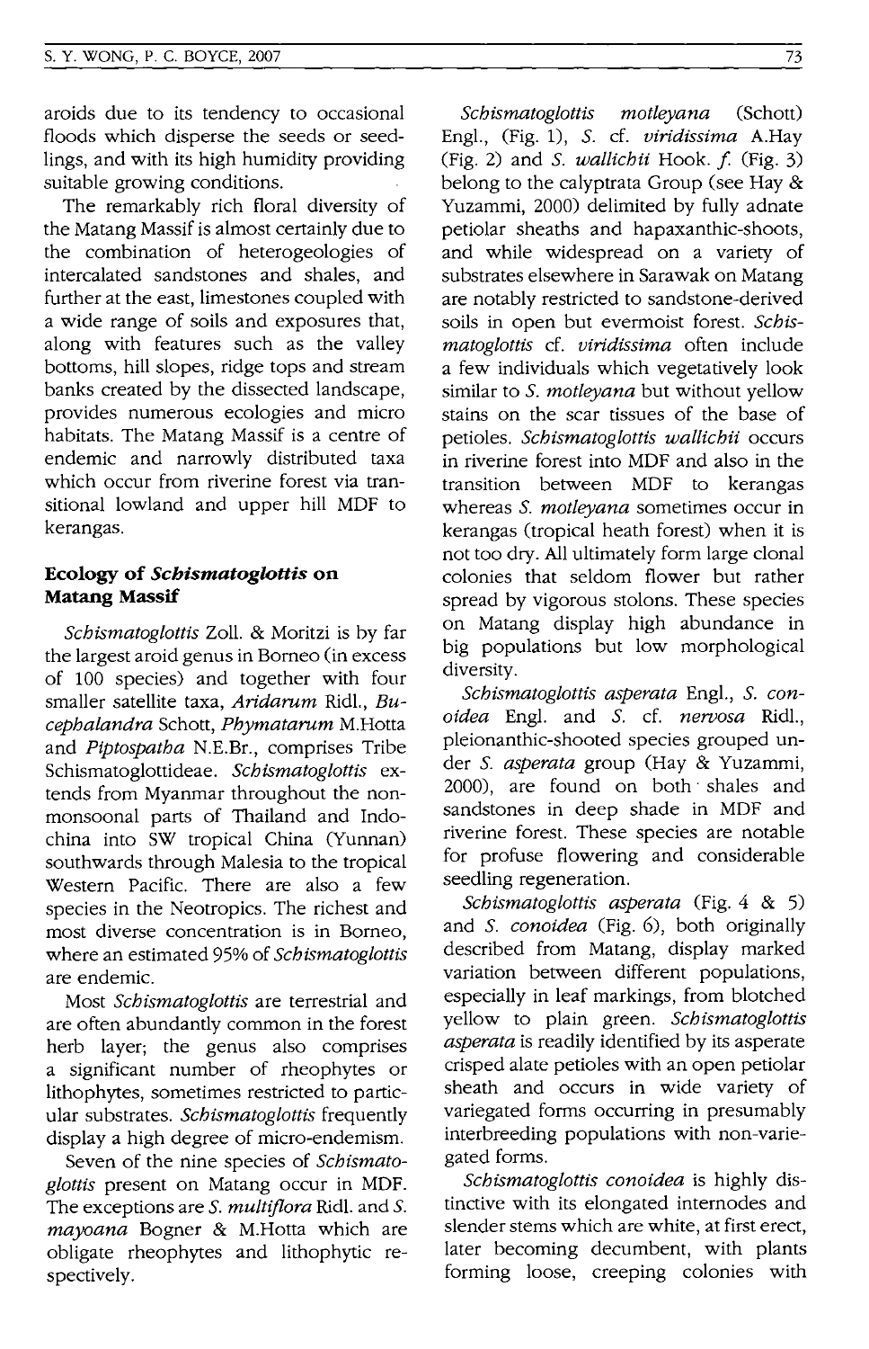aroids due to its tendency to occasional floods which disperse the seeds or seedlings, and with its high humidity providing suitable growing conditions.

The remarkably rich floral diversity of the Matang Massif is almost certainly due to the combination of heterogeologies of intercalated sandstones and shales, and further at the east, limestones coupled with a wide range of soils and exposures that, along with features such as the valley bottoms, hill slopes, ridge tops and stream banks created by the dissected landscape, provides numerous ecologies and micro habitats. The Matang Massif is a centre of endemic and narrowly distributed taxa which occur from riverine forest via transitional lowland and upper hill MDF to kerangas.

## Ecology of *Schismatoglottis* on Matang Massif

*Schismatoglottis* Zoll. & Moritzi is by far the largest aroid genus in Borneo (in excess of 100 species) and together with four smaller satellite taxa, *Aridarum* Ridl., *Bucephalandra* Schott, *Phymatarum* M.Hotta and *Piptospatha* N.E.Br., comprises Tribe Schismatoglottideae. *Schismatoglottis* extends from Myanmar throughout the non-monsoonal parts of Thailand and Indochina into SW tropical China (Yunnan) southwards through Malesia to the tropical Western Pacific. There are also a few species in the Neotropics. The richest and most diverse concentration is in Borneo, where an estimated 95% of *Schismatoglottis* are endemic.

Most *Schismatoglottis* are terrestrial and are often abundantly common in the forest herb layer; the genus also comprises a significant number of rheophytes or lithophytes, sometimes restricted to particular substrates. *Schismatoglottis* frequently display a high degree of micro-endemism.

Seven of the nine species of *Schismatoglottis* present on Matang occur in MDF. The exceptions are *S. multiflora* Ridl. and *S. mayoana* Bogner & M.Hotta which are obligate rheophytes and lithophytic respectively.

*Schismatoglottis motleyana* (Schott) Engl., (Fig. 1), *S.* cf. *viridissima* A.Hay (Fig. 2) and *S. wallichii* Hook. *f.* (Fig. 3) belong to the calyptrata Group (see Hay & Yuzammi, 2000) delimited by fully adnate petiolar sheaths and hapaxanthic-shoots, and while widespread on a variety of substrates elsewhere in Sarawak on Matang are notably restricted to sandstone-derived soils in open but evermoist forest. *Schismatoglottis* cf. *viridissima* often include a few individuals which vegetatively look similar to *S. motleyana* but without yellow stains on the scar tissues of the base of petioles. *Schismatoglottis wallichii* occurs in riverine forest into MDF and also in the transition between MDF to kerangas whereas *S. motleyana* sometimes occur in kerangas (tropical heath forest) when it is not too dry. All ultimately form large clonal colonies that seldom flower but rather spread by vigorous stolons. These species on Matang display high abundance in big populations but low morphological diversity.

*Schismatoglottis asperata* Engl., *S. conoidea* Engl. and *S.* cf. *nervosa* Ridl., pleionanthic-shooted species grouped under *S. asperata* group (Hay & Yuzammi, 2000), are found on both shales and sandstones in deep shade in MDF and riverine forest. These species are notable for profuse flowering and considerable seedling regeneration.

*Schismatoglottis asperata* (Fig. 4 & 5) and *S. conoidea* (Fig. 6), both originally described from Matang, display marked variation between different populations, especially in leaf markings, from blotched yellow to plain green. *Schismatoglottis asperata* is readily identified by its asperate crisped alate petioles with an open petiolar sheath and occurs in wide variety of variegated forms occurring in presumably interbreeding populations with non-variegated forms.

*Schismatoglottis conoidea* is highly distinctive with its elongated internodes and slender stems which are white, at first erect, later becoming decumbent, with plants forming loose, creeping colonies with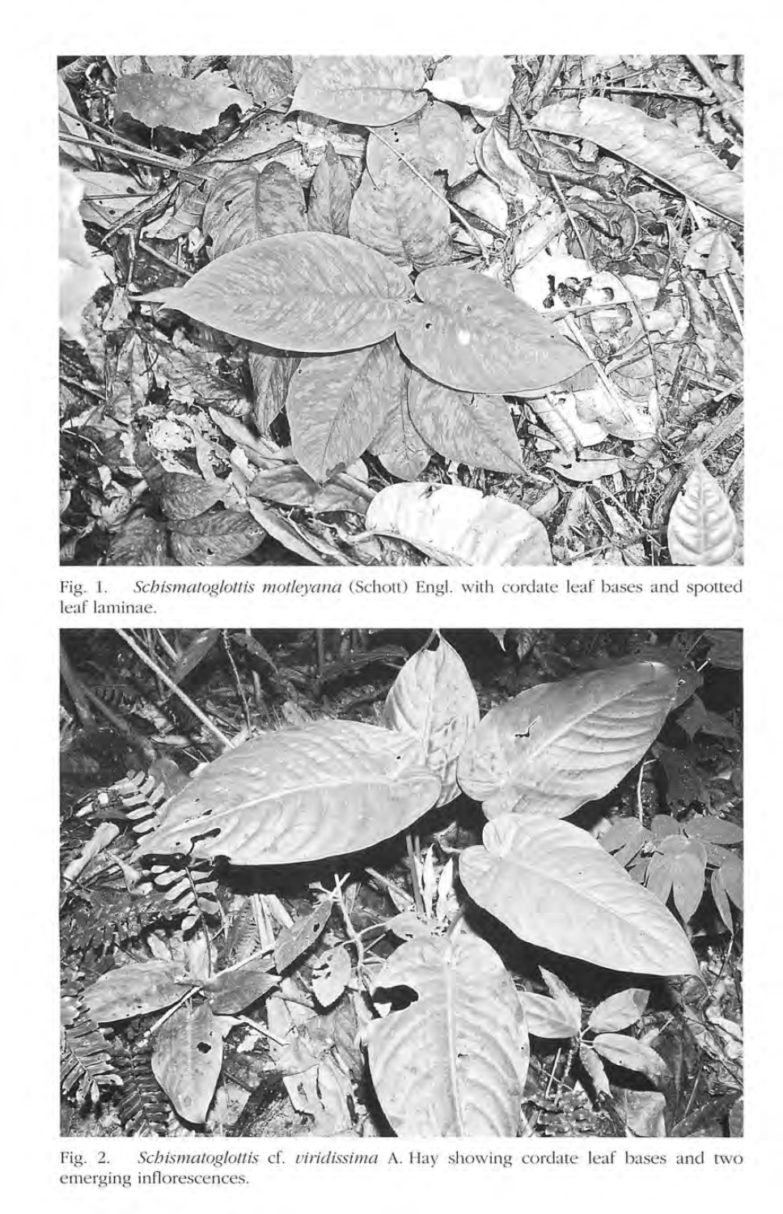Fig. 1. *Schismatoglottis motleyana* (Schott) Engl. with cordate leaf bases and spotted leaf laminae.

Fig. 2. *Schismatoglottis* cf. *viridissima* A. Hay showing cordate leaf bases and two emerging inflorescences.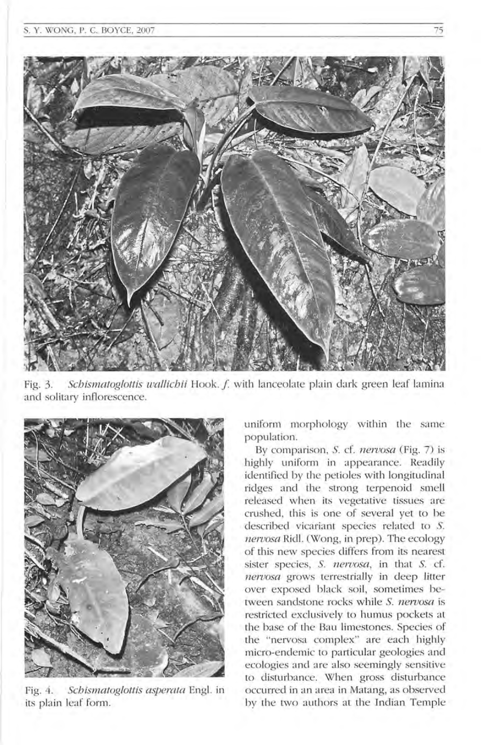Fig. 3. *Schismatoglottis wallichii* Hook. *f.* with lanceolate plain dark green leaf lamina and solitary inflorescence.

Fig. 4. *Schismatoglottis asperata* Engl. in its plain leaf form.

uniform morphology within the same population.

By comparison, *S.* cf. *nervosa* (Fig. 7) is highly uniform in appearance. Readily identified by the petioles with longitudinal ridges and the strong terpenoid smell released when its vegetative tissues are crushed, this is one of several yet to be described vicariant species related to *S. nervosa* Ridl. (Wong, in prep). The ecology of this new species differs from its nearest sister species, *S. nervosa*, in that *S.* cf. *nervosa* grows terrestrially in deep litter over exposed black soil, sometimes between sandstone rocks while *S. nervosa* is restricted exclusively to humus pockets at the base of the Bau limestones. Species of the "nervosa complex" are each highly micro-endemic to particular geologies and ecologies and are also seemingly sensitive to disturbance. When gross disturbance occurred in an area in Matang, as observed by the two authors at the Indian Temple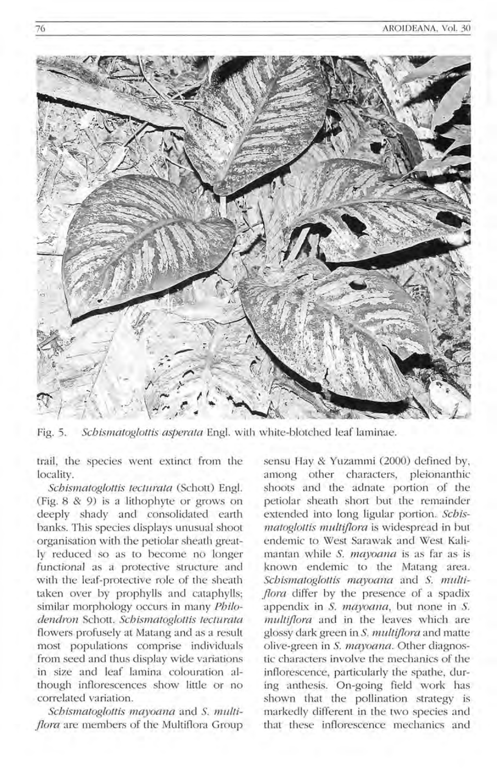Fig. 5. *Schismatoglottis asperata* Engl. with white-blotched leaf laminae.

trail, the species went extinct from the locality.

*Schismatoglottis tecturata* (Schott) Engl. (Fig. 8 & 9) is a lithophyte or grows on deeply shady and consolidated earth banks. This species displays unusual shoot organisation with the petiolar sheath greatly reduced so as to become no longer functional as a protective structure and with the leaf-protective role of the sheath taken over by prophylls and cataphylls; similar morphology occurs in many *Philodendron* Schott. *Schismatoglottis tecturata* flowers profusely at Matang and as a result most populations comprise individuals from seed and thus display wide variations in size and leaf lamina colouration although inflorescences show little or no correlated variation.

*Schismatoglottis mayoana* and *S. multiflora* are members of the Multiflora Group sensu Hay & Yuzammi (2000) defined by, among other characters, pleionanthic shoots and the adnate portion of the petiolar sheath short but the remainder extended into long ligular portion. *Schismatoglottis multiflora* is widespread in but endemic to West Sarawak and West Kalimantan while *S. mayoana* is as far as is known endemic to the Matang area. *Schismatoglottis mayoana* and *S. multiflora* differ by the presence of a spadix appendix in *S. mayoana*, but none in *S. multiflora* and in the leaves which are glossy dark green in *S. multiflora* and matte olive-green in *S. mayoana*. Other diagnostic characters involve the mechanics of the inflorescence, particularly the spathe, during anthesis. On-going field work has shown that the pollination strategy is markedly different in the two species and that these inflorescence mechanics and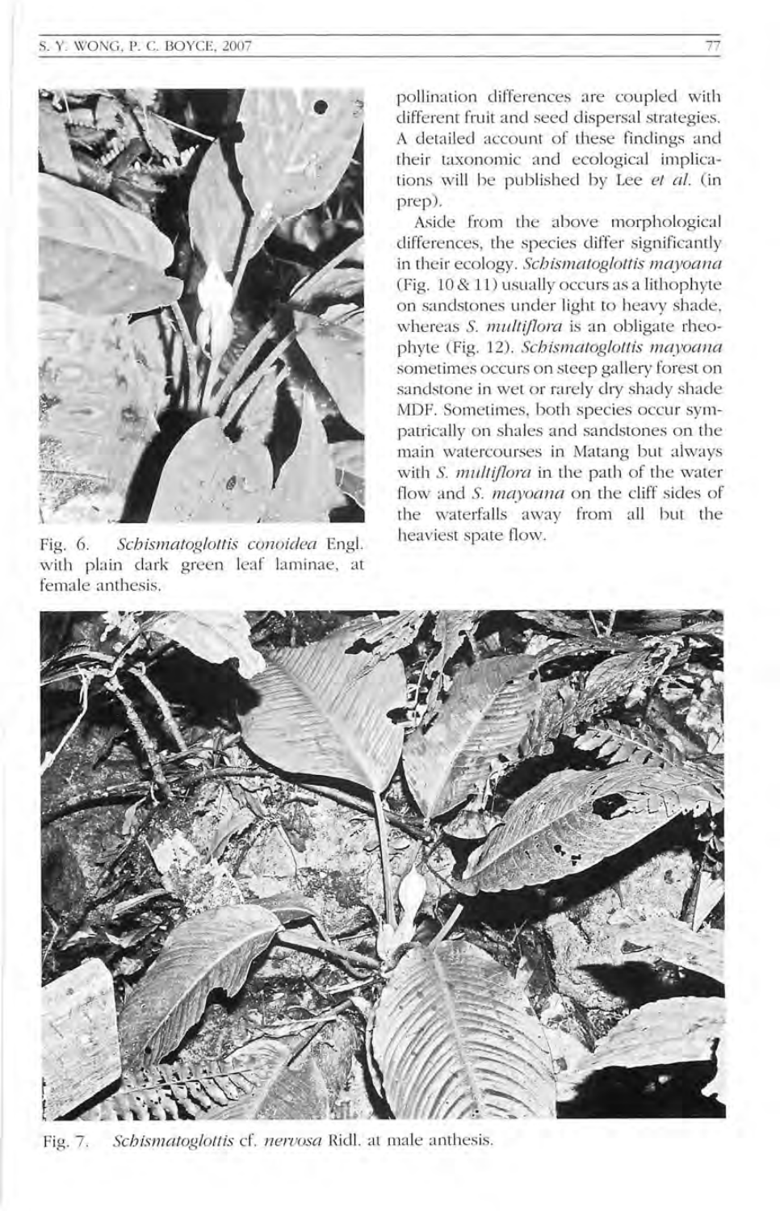Fig. 6. *Schismatoglottis conoidea* Engl. with plain dark green leaf laminae, at female anthesis.

pollination differences are coupled with different fruit and seed dispersal strategies. A detailed account of these findings and their taxonomic and ecological implications will be published by Lee *et al.* (in prep).

Aside from the above morphological differences, the species differ significantly in their ecology. *Schismatoglottis mayoana* (Fig. 10 & 11) usually occurs as a lithophyte on sandstones under light to heavy shade, whereas *S. multiflora* is an obligate rheophyte (Fig. 12). *Schismatoglottis mayoana* sometimes occurs on steep gallery forest on sandstone in wet or rarely dry shady shade MDF. Sometimes, both species occur sympatrically on shales and sandstones on the main watercourses in Matang but always with *S. multiflora* in the path of the water flow and *S. mayoana* on the cliff sides of the waterfalls away from all but the heaviest spate flow.

Fig. 7. *Schismatoglottis* cf. *nervosa* Ridl. at male anthesis.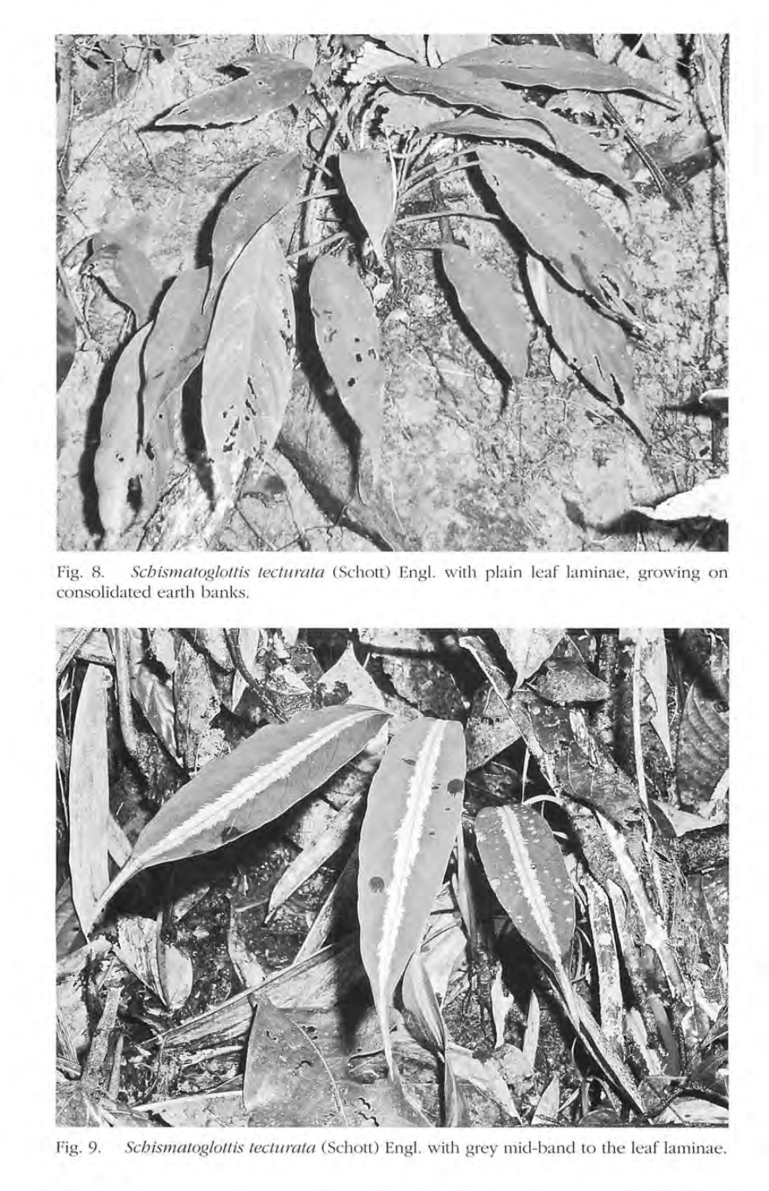Fig. 8. *Schismatoglottis tecturata* (Schott) Engl. with plain leaf laminae, growing on consolidated earth banks.

Fig. 9. *Schismatoglottis tecturata* (Schott) Engl. with grey mid-band to the leaf laminae.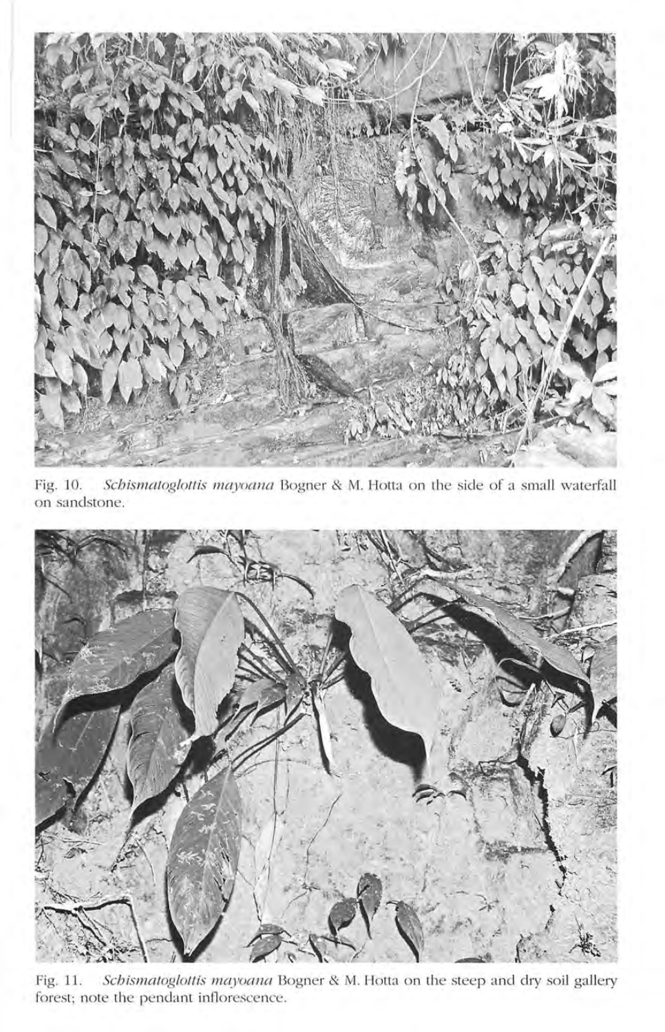Fig. 10. *Schismatoglottis mayoana* Bogner & M. Hotta on the side of a small waterfall on sandstone.

Fig. 11. *Schismatoglottis mayoana* Bogner & M. Hotta on the steep and dry soil gallery forest; note the pendant inflorescence.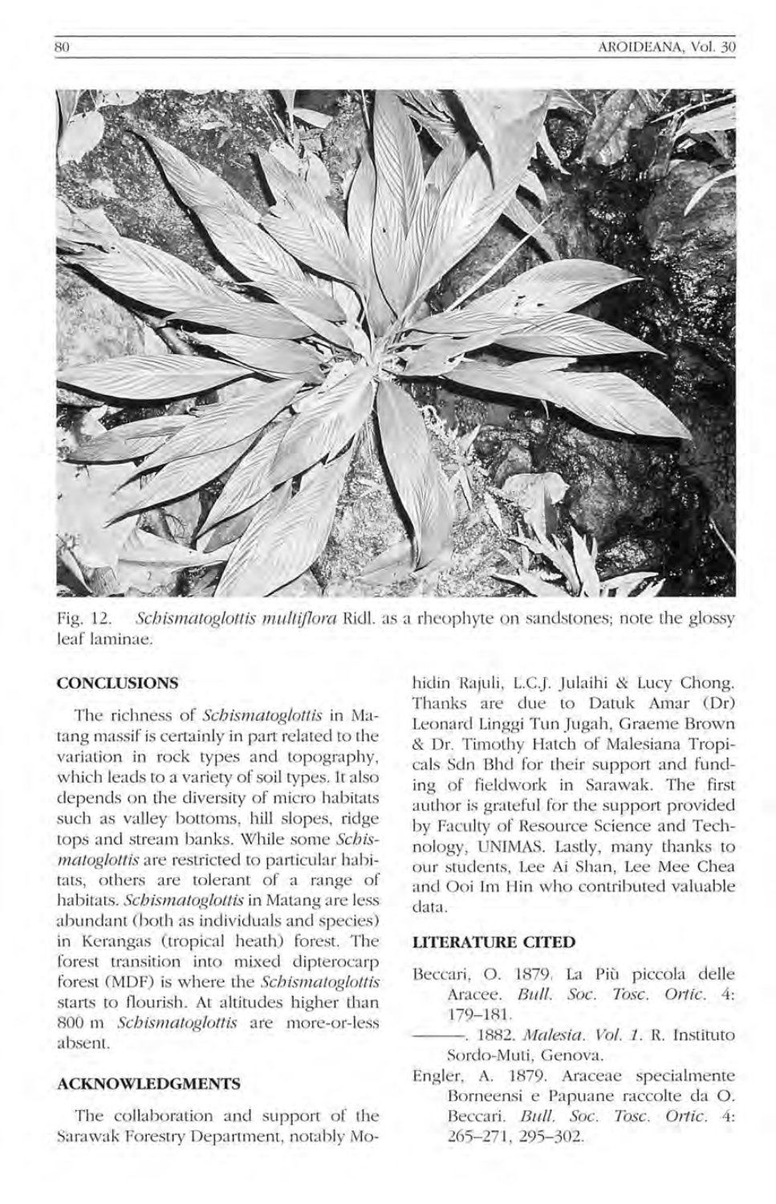Fig. 12. *Schismatoglottis multiflora* Ridl. as a rheophyte on sandstones; note the glossy leaf laminae.

## CONCLUSIONS

The richness of *Schismatoglottis* in Matang massif is certainly in part related to the variation in rock types and topography, which leads to a variety of soil types. It also depends on the diversity of micro habitats such as valley bottoms, hill slopes, ridge tops and stream banks. While some *Schismatoglottis* are restricted to particular habitats, others are tolerant of a range of habitats. *Schismatoglottis* in Matang are less abundant (both as individuals and species) in Kerangas (tropical heath) forest. The forest transition into mixed dipterocarp forest (MDF) is where the *Schismatoglottis* starts to flourish. At altitudes higher than 800 m *Schismatoglottis* are more-or-less absent.

## ACKNOWLEDGMENTS

The collaboration and support of the Sarawak Forestry Department, notably Mohidin Rajuli, L.C.J. Julaihi & Lucy Chong. Thanks are due to Datuk Amar (Dr) Leonard Linggi Tun Jugah, Graeme Brown & Dr. Timothy Hatch of Malesiana Tropicals Sdn Bhd for their support and funding of fieldwork in Sarawak. The first author is grateful for the support provided by Faculty of Resource Science and Technology, UNIMAS. Lastly, many thanks to our students, Lee Ai Shan, Lee Mee Chea and Ooi Im Hin who contributed valuable data.

## LITERATURE CITED

Beccari, O. 1879. La Più piccola delle Aracee. *Bull. Soc. Tosc. Ortic.* 4: 179–181.

———. 1882. *Malesia. Vol. 1.* R. Instituto Sordo-Muti, Genova.

Engler, A. 1879. Araceae specialmente Borneensi e Papuane raccolte da O. Beccari. *Bull. Soc. Tosc. Ortic.* 4: 265–271, 295–302.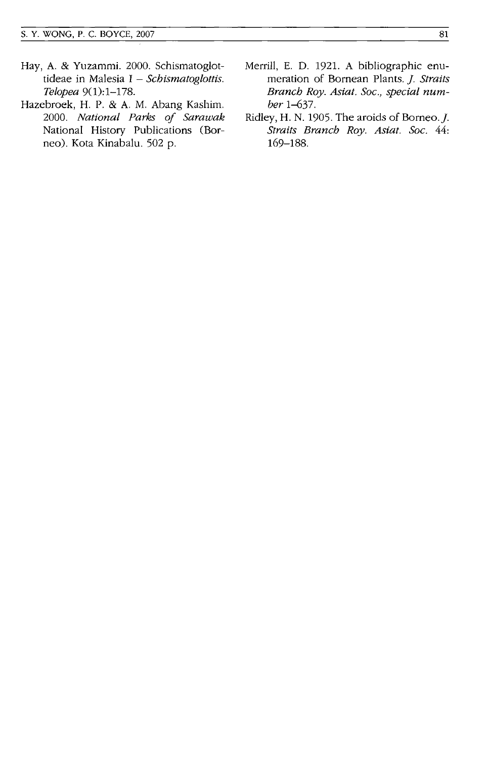Hay, A. & Yuzammi. 2000. Schismatoglottideae in Malesia I – *Schismatoglottis*. *Telopea* 9(1):1–178.

Hazebroek, H. P. & A. M. Abang Kashim. 2000. *National Parks of Sarawak* National History Publications (Borneo). Kota Kinabalu. 502 p.

Merrill, E. D. 1921. A bibliographic enumeration of Bornean Plants. *J. Straits Branch Roy. Asiat. Soc., special number* 1–637.

Ridley, H. N. 1905. The aroids of Borneo. *J. Straits Branch Roy. Asiat. Soc.* 44: 169–188.